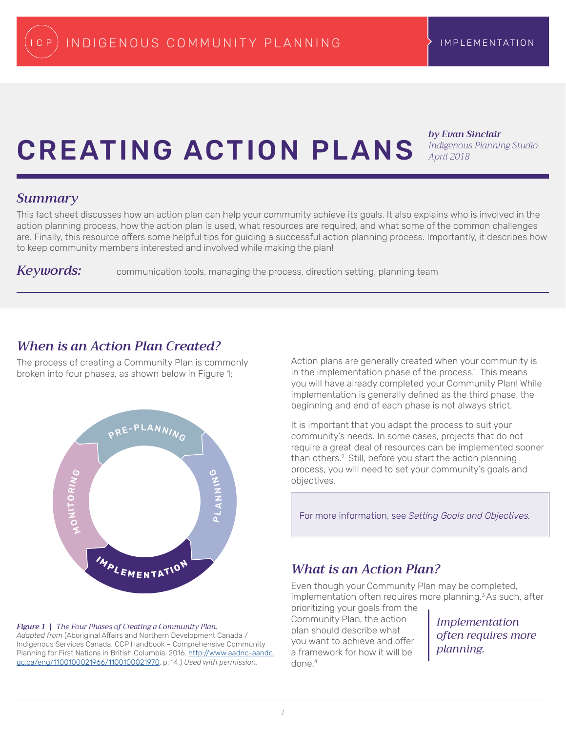INDIGENOUS COMMUNITY PLANNING — IMPLEMENTATION

# CREATING ACTION PLANS

***by Evan Sinclair***
*Indigenous Planning Studio*
*April 2018*

## *Summary*

This fact sheet discusses how an action plan can help your community achieve its goals. It also explains who is involved in the action planning process, how the action plan is used, what resources are required, and what some of the common challenges are. Finally, this resource offers some helpful tips for guiding a successful action planning process. Importantly, it describes how to keep community members interested and involved while making the plan!

***Keywords:*** communication tools, managing the process, direction setting, planning team

## *When is an Action Plan Created?*

The process of creating a Community Plan is commonly broken into four phases, as shown below in Figure 1:

PRE-PLANNING → PLANNING → IMPLEMENTATION → MONITORING

***Figure 1*** | *The Four Phases of Creating a Community Plan.*
*Adapted from* (Aboriginal Affairs and Northern Development Canada / Indigenous Services Canada. CCP Handbook – Comprehensive Community Planning for First Nations in British Columbia. 2016. http://www.aadnc-aandc.gc.ca/eng/1100100021966/1100100021970. p. 14.) *Used with permission.*

Action plans are generally created when your community is in the implementation phase of the process.[1] This means you will have already completed your Community Plan! While implementation is generally defined as the third phase, the beginning and end of each phase is not always strict.

It is important that you adapt the process to suit your community's needs. In some cases, projects that do not require a great deal of resources can be implemented sooner than others.[2] Still, before you start the action planning process, you will need to set your community's goals and objectives.

> For more information, see *Setting Goals and Objectives.*

## *What is an Action Plan?*

Even though your Community Plan may be completed, implementation often requires more planning.[3] As such, after prioritizing your goals from the Community Plan, the action plan should describe what you want to achieve and offer a framework for how it will be done.[4]

> *Implementation often requires more planning.*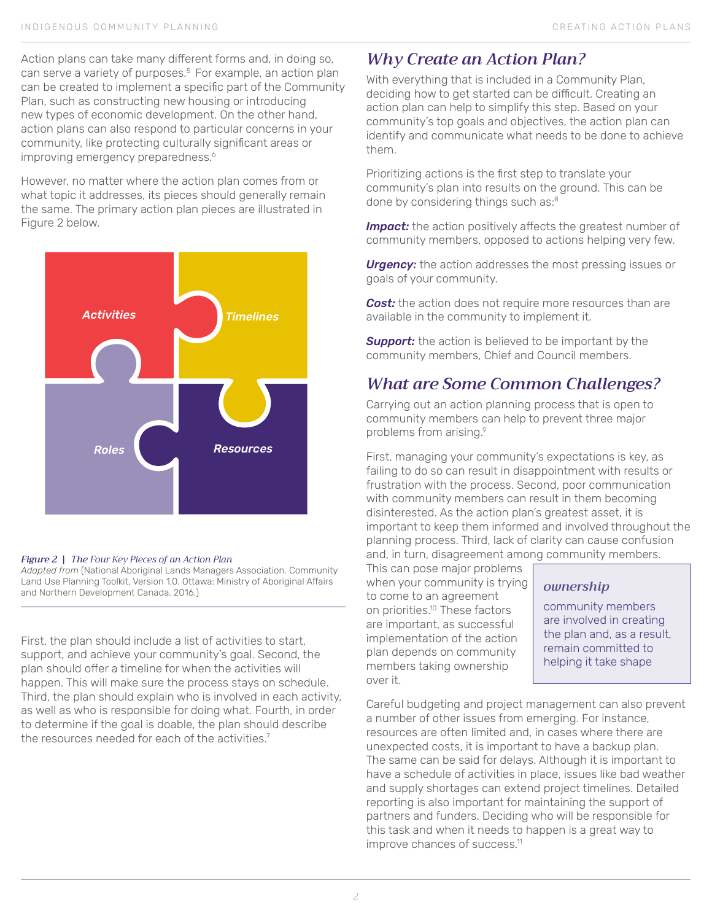Action plans can take many different forms and, in doing so, can serve a variety of purposes.[5] For example, an action plan can be created to implement a specific part of the Community Plan, such as constructing new housing or introducing new types of economic development. On the other hand, action plans can also respond to particular concerns in your community, like protecting culturally significant areas or improving emergency preparedness.[6]

However, no matter where the action plan comes from or what topic it addresses, its pieces should generally remain the same. The primary action plan pieces are illustrated in Figure 2 below.

*Activities* | *Timelines* | *Roles* | *Resources*

*Figure 2 | The Four Key Pieces of an Action Plan*
*Adapted from* (National Aboriginal Lands Managers Association. Community Land Use Planning Toolkit, Version 1.0. Ottawa: Ministry of Aboriginal Affairs and Northern Development Canada. 2016.)

First, the plan should include a list of activities to start, support, and achieve your community's goal. Second, the plan should offer a timeline for when the activities will happen. This will make sure the process stays on schedule. Third, the plan should explain who is involved in each activity, as well as who is responsible for doing what. Fourth, in order to determine if the goal is doable, the plan should describe the resources needed for each of the activities.[7]

## Why Create an Action Plan?

With everything that is included in a Community Plan, deciding how to get started can be difficult. Creating an action plan can help to simplify this step. Based on your community's top goals and objectives, the action plan can identify and communicate what needs to be done to achieve them.

Prioritizing actions is the first step to translate your community's plan into results on the ground. This can be done by considering things such as:[8]

***Impact:*** the action positively affects the greatest number of community members, opposed to actions helping very few.

***Urgency:*** the action addresses the most pressing issues or goals of your community.

***Cost:*** the action does not require more resources than are available in the community to implement it.

***Support:*** the action is believed to be important by the community members, Chief and Council members.

## What are Some Common Challenges?

Carrying out an action planning process that is open to community members can help to prevent three major problems from arising.[9]

First, managing your community's expectations is key, as failing to do so can result in disappointment with results or frustration with the process. Second, poor communication with community members can result in them becoming disinterested. As the action plan's greatest asset, it is important to keep them informed and involved throughout the planning process. Third, lack of clarity can cause confusion and, in turn, disagreement among community members. This can pose major problems when your community is trying to come to an agreement on priorities.[10] These factors are important, as successful implementation of the action plan depends on community members taking ownership over it.

> ***ownership***
> community members are involved in creating the plan and, as a result, remain committed to helping it take shape

Careful budgeting and project management can also prevent a number of other issues from emerging. For instance, resources are often limited and, in cases where there are unexpected costs, it is important to have a backup plan. The same can be said for delays. Although it is important to have a schedule of activities in place, issues like bad weather and supply shortages can extend project timelines. Detailed reporting is also important for maintaining the support of partners and funders. Deciding who will be responsible for this task and when it needs to happen is a great way to improve chances of success.[11]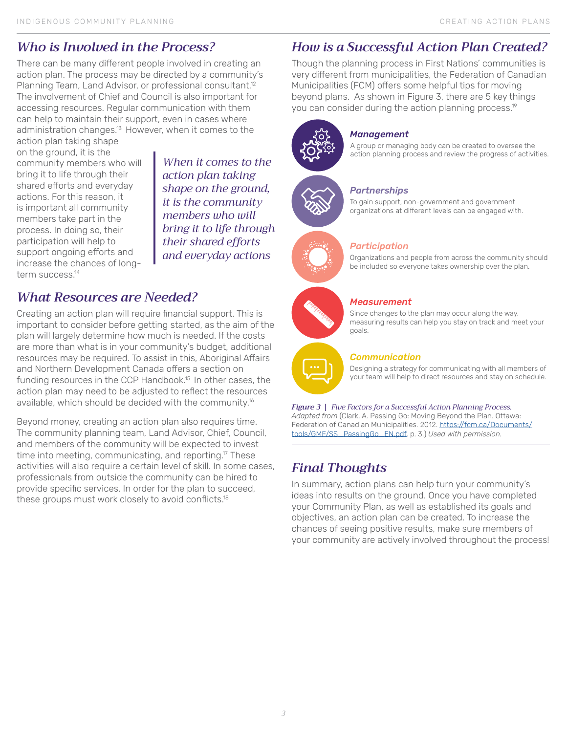## Who is Involved in the Process?

There can be many different people involved in creating an action plan. The process may be directed by a community's Planning Team, Land Advisor, or professional consultant.[12] The involvement of Chief and Council is also important for accessing resources. Regular communication with them can help to maintain their support, even in cases where administration changes.[13] However, when it comes to the action plan taking shape on the ground, it is the community members who will bring it to life through their shared efforts and everyday actions. For this reason, it is important all community members take part in the process. In doing so, their participation will help to support ongoing efforts and increase the chances of long-term success.[14]

> *When it comes to the action plan taking shape on the ground, it is the community members who will bring it to life through their shared efforts and everyday actions*

## What Resources are Needed?

Creating an action plan will require financial support. This is important to consider before getting started, as the aim of the plan will largely determine how much is needed. If the costs are more than what is in your community's budget, additional resources may be required. To assist in this, Aboriginal Affairs and Northern Development Canada offers a section on funding resources in the CCP Handbook.[15] In other cases, the action plan may need to be adjusted to reflect the resources available, which should be decided with the community.[16]

Beyond money, creating an action plan also requires time. The community planning team, Land Advisor, Chief, Council, and members of the community will be expected to invest time into meeting, communicating, and reporting.[17] These activities will also require a certain level of skill. In some cases, professionals from outside the community can be hired to provide specific services. In order for the plan to succeed, these groups must work closely to avoid conflicts.[18]

## How is a Successful Action Plan Created?

Though the planning process in First Nations' communities is very different from municipalities, the Federation of Canadian Municipalities (FCM) offers some helpful tips for moving beyond plans. As shown in Figure 3, there are 5 key things you can consider during the action planning process.[19]

***Management***
A group or managing body can be created to oversee the action planning process and review the progress of activities.

***Partnerships***
To gain support, non-government and government organizations at different levels can be engaged with.

***Participation***
Organizations and people from across the community should be included so everyone takes ownership over the plan.

***Measurement***
Since changes to the plan may occur along the way, measuring results can help you stay on track and meet your goals.

***Communication***
Designing a strategy for communicating with all members of your team will help to direct resources and stay on schedule.

***Figure 3 |*** *Five Factors for a Successful Action Planning Process. Adapted from* (Clark, A. Passing Go: Moving Beyond the Plan. Ottawa: Federation of Canadian Municipalities. 2012. https://fcm.ca/Documents/tools/GMF/SS_PassingGo_EN.pdf. p. 3.) *Used with permission.*

## Final Thoughts

In summary, action plans can help turn your community's ideas into results on the ground. Once you have completed your Community Plan, as well as established its goals and objectives, an action plan can be created. To increase the chances of seeing positive results, make sure members of your community are actively involved throughout the process!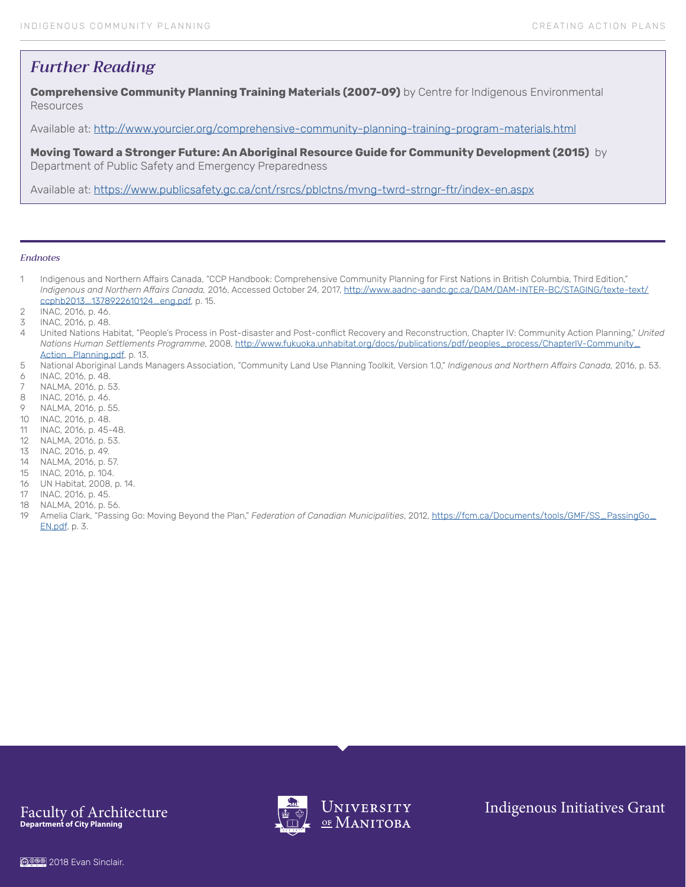## *Further Reading*

**Comprehensive Community Planning Training Materials (2007-09)** by Centre for Indigenous Environmental Resources

Available at: http://www.yourcier.org/comprehensive-community-planning-training-program-materials.html

**Moving Toward a Stronger Future: An Aboriginal Resource Guide for Community Development (2015)** by Department of Public Safety and Emergency Preparedness

Available at: https://www.publicsafety.gc.ca/cnt/rsrcs/pblctns/mvng-twrd-strngr-ftr/index-en.aspx

### *Endnotes*

1. Indigenous and Northern Affairs Canada, "CCP Handbook: Comprehensive Community Planning for First Nations in British Columbia, Third Edition," *Indigenous and Northern Affairs Canada,* 2016, Accessed October 24, 2017, http://www.aadnc-aandc.gc.ca/DAM/DAM-INTER-BC/STAGING/texte-text/ccphb2013_1378922610124_eng.pdf, p. 15.
2. INAC, 2016, p. 46.
3. INAC, 2016, p. 48.
4. United Nations Habitat, "People's Process in Post-disaster and Post-conflict Recovery and Reconstruction, Chapter IV: Community Action Planning," *United Nations Human Settlements Programme*, 2008, http://www.fukuoka.unhabitat.org/docs/publications/pdf/peoples_process/ChapterIV-Community_Action_Planning.pdf, p. 13.
5. National Aboriginal Lands Managers Association, "Community Land Use Planning Toolkit, Version 1.0," *Indigenous and Northern Affairs Canada*, 2016, p. 53.
6. INAC, 2016, p. 48.
7. NALMA, 2016, p. 53.
8. INAC, 2016, p. 46.
9. NALMA, 2016, p. 55.
10. INAC, 2016, p. 48.
11. INAC, 2016, p. 45-48.
12. NALMA, 2016, p. 53.
13. INAC, 2016, p. 49.
14. NALMA, 2016, p. 57.
15. INAC, 2016, p. 104.
16. UN Habitat, 2008, p. 14.
17. INAC, 2016, p. 45.
18. NALMA, 2016, p. 56.
19. Amelia Clark, "Passing Go: Moving Beyond the Plan," *Federation of Canadian Municipalities*, 2012, https://fcm.ca/Documents/tools/GMF/SS_PassingGo_EN.pdf, p. 3.

Faculty of Architecture
**Department of City Planning**

University of Manitoba

Indigenous Initiatives Grant

2018 Evan Sinclair.